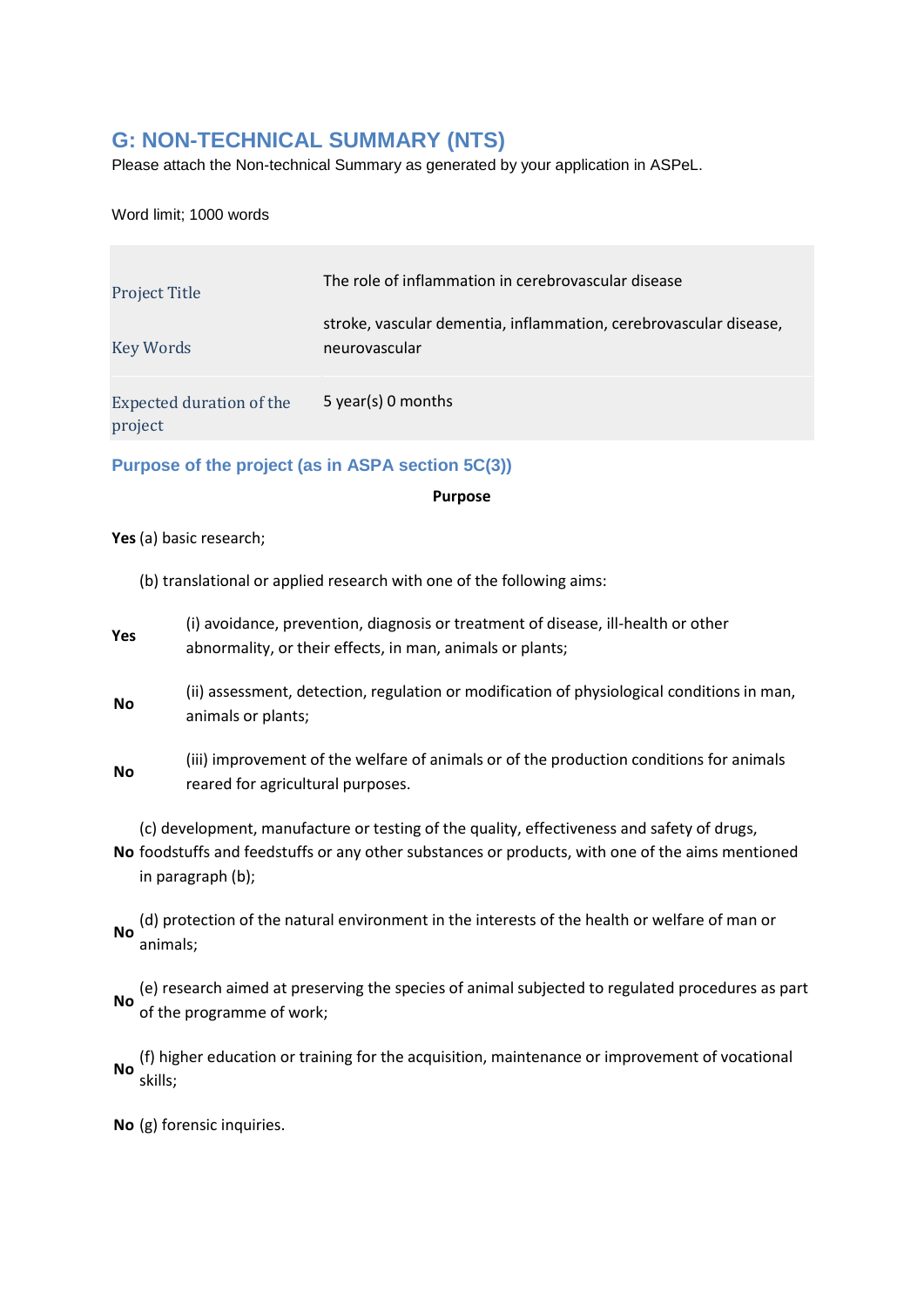## G: NON-TECHNICAL SUMMARY (NTS)

Please attach the Non-technical Summary as generated by your application in ASPeL.

Word limit; 1000 words

| | |
|---|---|
| Project Title | The role of inflammation in cerebrovascular disease |
| Key Words | stroke, vascular dementia, inflammation, cerebrovascular disease, neurovascular |
| Expected duration of the project | 5 year(s) 0 months |

### Purpose of the project (as in ASPA section 5C(3))

**Purpose**

**Yes** (a) basic research;

(b) translational or applied research with one of the following aims:

**Yes** (i) avoidance, prevention, diagnosis or treatment of disease, ill-health or other abnormality, or their effects, in man, animals or plants;

**No** (ii) assessment, detection, regulation or modification of physiological conditions in man, animals or plants;

**No** (iii) improvement of the welfare of animals or of the production conditions for animals reared for agricultural purposes.

**No** (c) development, manufacture or testing of the quality, effectiveness and safety of drugs, foodstuffs and feedstuffs or any other substances or products, with one of the aims mentioned in paragraph (b);

**No** (d) protection of the natural environment in the interests of the health or welfare of man or animals;

**No** (e) research aimed at preserving the species of animal subjected to regulated procedures as part of the programme of work;

**No** (f) higher education or training for the acquisition, maintenance or improvement of vocational skills;

**No** (g) forensic inquiries.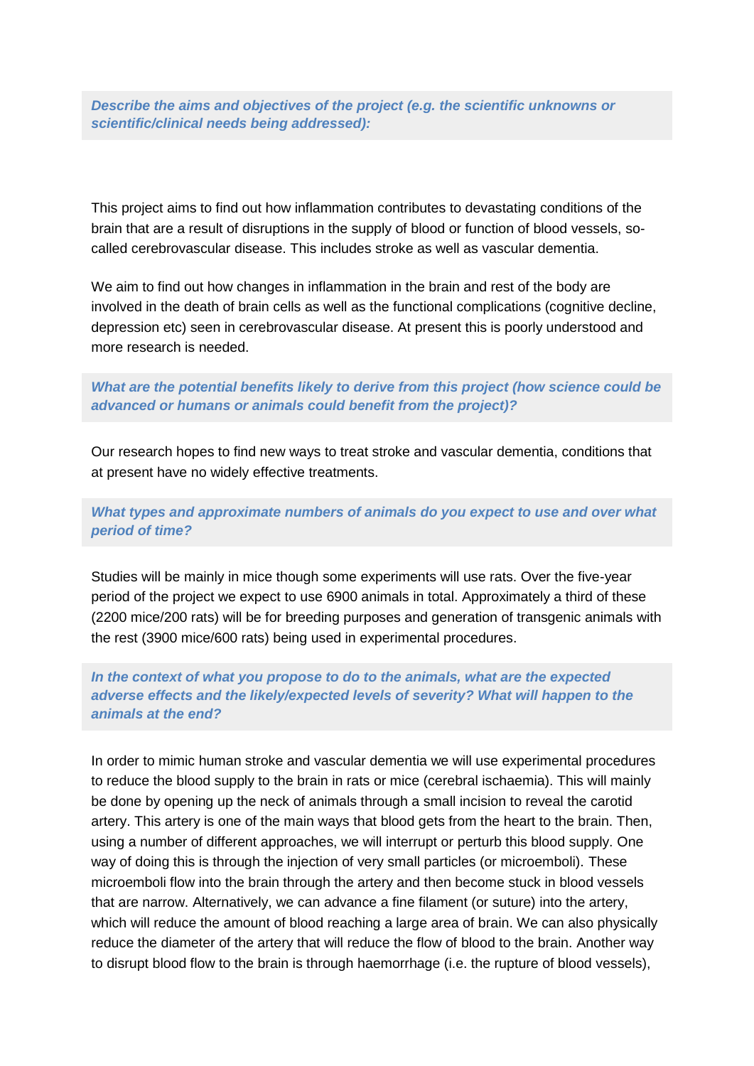***Describe the aims and objectives of the project (e.g. the scientific unknowns or scientific/clinical needs being addressed):***

This project aims to find out how inflammation contributes to devastating conditions of the brain that are a result of disruptions in the supply of blood or function of blood vessels, so-called cerebrovascular disease. This includes stroke as well as vascular dementia.

We aim to find out how changes in inflammation in the brain and rest of the body are involved in the death of brain cells as well as the functional complications (cognitive decline, depression etc) seen in cerebrovascular disease. At present this is poorly understood and more research is needed.

***What are the potential benefits likely to derive from this project (how science could be advanced or humans or animals could benefit from the project)?***

Our research hopes to find new ways to treat stroke and vascular dementia, conditions that at present have no widely effective treatments.

***What types and approximate numbers of animals do you expect to use and over what period of time?***

Studies will be mainly in mice though some experiments will use rats. Over the five-year period of the project we expect to use 6900 animals in total. Approximately a third of these (2200 mice/200 rats) will be for breeding purposes and generation of transgenic animals with the rest (3900 mice/600 rats) being used in experimental procedures.

***In the context of what you propose to do to the animals, what are the expected adverse effects and the likely/expected levels of severity? What will happen to the animals at the end?***

In order to mimic human stroke and vascular dementia we will use experimental procedures to reduce the blood supply to the brain in rats or mice (cerebral ischaemia). This will mainly be done by opening up the neck of animals through a small incision to reveal the carotid artery. This artery is one of the main ways that blood gets from the heart to the brain. Then, using a number of different approaches, we will interrupt or perturb this blood supply. One way of doing this is through the injection of very small particles (or microemboli). These microemboli flow into the brain through the artery and then become stuck in blood vessels that are narrow. Alternatively, we can advance a fine filament (or suture) into the artery, which will reduce the amount of blood reaching a large area of brain. We can also physically reduce the diameter of the artery that will reduce the flow of blood to the brain. Another way to disrupt blood flow to the brain is through haemorrhage (i.e. the rupture of blood vessels),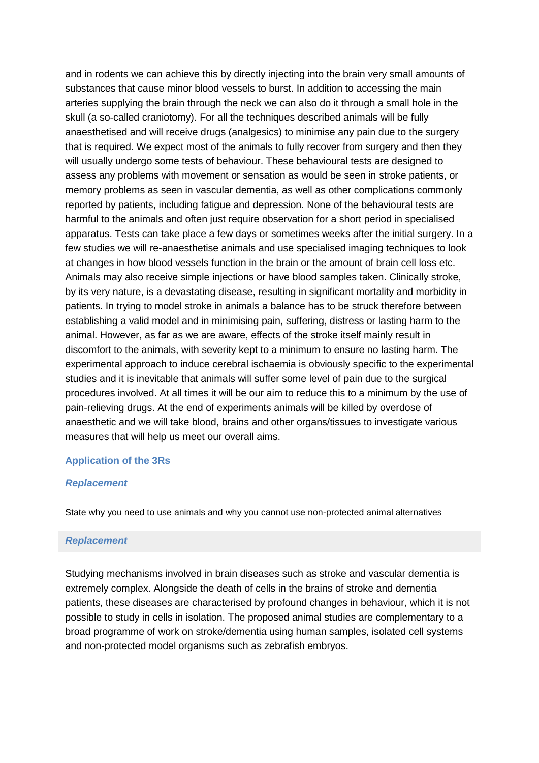and in rodents we can achieve this by directly injecting into the brain very small amounts of substances that cause minor blood vessels to burst. In addition to accessing the main arteries supplying the brain through the neck we can also do it through a small hole in the skull (a so-called craniotomy). For all the techniques described animals will be fully anaesthetised and will receive drugs (analgesics) to minimise any pain due to the surgery that is required. We expect most of the animals to fully recover from surgery and then they will usually undergo some tests of behaviour. These behavioural tests are designed to assess any problems with movement or sensation as would be seen in stroke patients, or memory problems as seen in vascular dementia, as well as other complications commonly reported by patients, including fatigue and depression. None of the behavioural tests are harmful to the animals and often just require observation for a short period in specialised apparatus. Tests can take place a few days or sometimes weeks after the initial surgery. In a few studies we will re-anaesthetise animals and use specialised imaging techniques to look at changes in how blood vessels function in the brain or the amount of brain cell loss etc. Animals may also receive simple injections or have blood samples taken. Clinically stroke, by its very nature, is a devastating disease, resulting in significant mortality and morbidity in patients. In trying to model stroke in animals a balance has to be struck therefore between establishing a valid model and in minimising pain, suffering, distress or lasting harm to the animal. However, as far as we are aware, effects of the stroke itself mainly result in discomfort to the animals, with severity kept to a minimum to ensure no lasting harm. The experimental approach to induce cerebral ischaemia is obviously specific to the experimental studies and it is inevitable that animals will suffer some level of pain due to the surgical procedures involved. At all times it will be our aim to reduce this to a minimum by the use of pain-relieving drugs. At the end of experiments animals will be killed by overdose of anaesthetic and we will take blood, brains and other organs/tissues to investigate various measures that will help us meet our overall aims.

## Application of the 3Rs

### *Replacement*

State why you need to use animals and why you cannot use non-protected animal alternatives

### *Replacement*

Studying mechanisms involved in brain diseases such as stroke and vascular dementia is extremely complex. Alongside the death of cells in the brains of stroke and dementia patients, these diseases are characterised by profound changes in behaviour, which it is not possible to study in cells in isolation. The proposed animal studies are complementary to a broad programme of work on stroke/dementia using human samples, isolated cell systems and non-protected model organisms such as zebrafish embryos.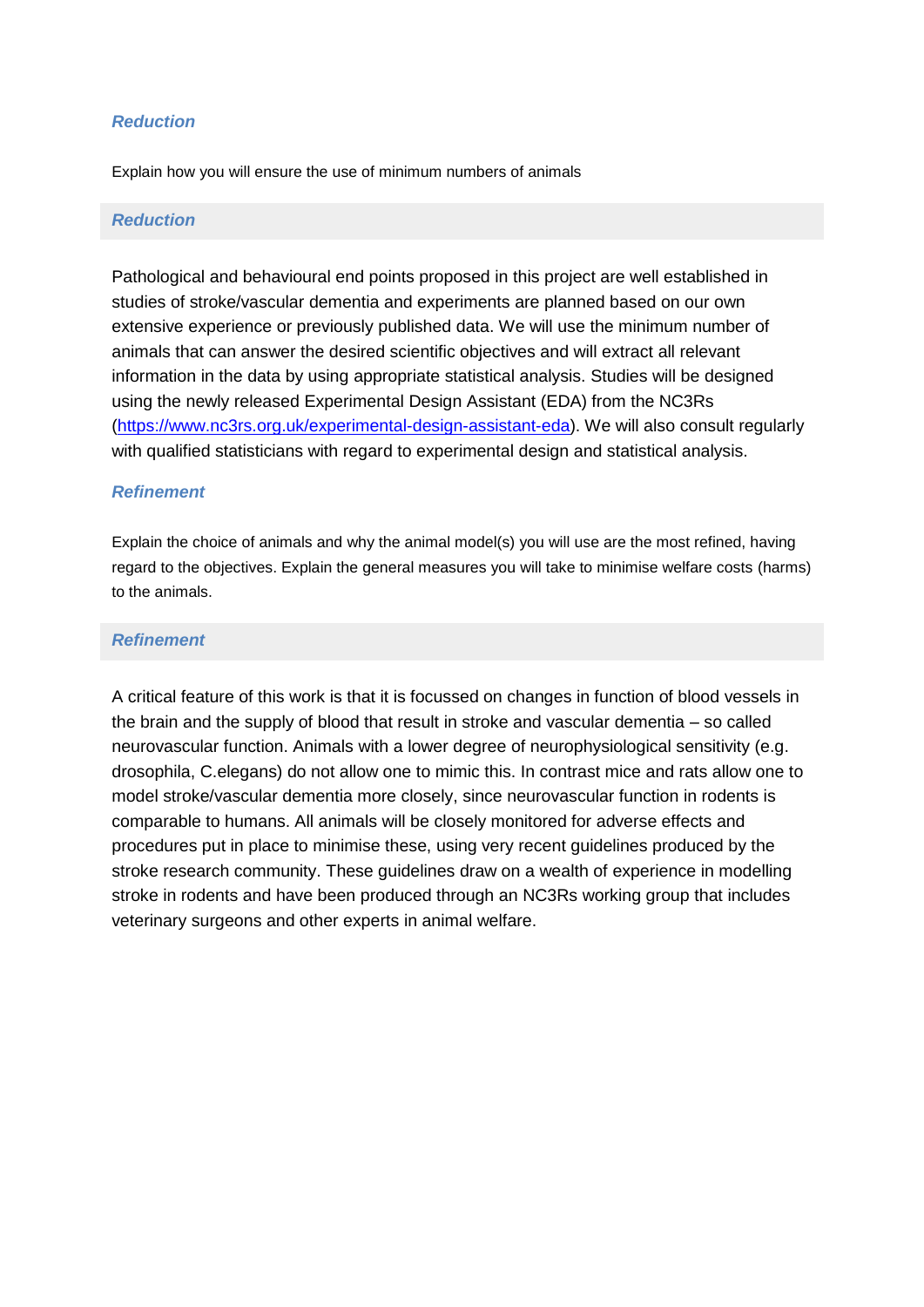### *Reduction*

Explain how you will ensure the use of minimum numbers of animals

### *Reduction*

Pathological and behavioural end points proposed in this project are well established in studies of stroke/vascular dementia and experiments are planned based on our own extensive experience or previously published data. We will use the minimum number of animals that can answer the desired scientific objectives and will extract all relevant information in the data by using appropriate statistical analysis. Studies will be designed using the newly released Experimental Design Assistant (EDA) from the NC3Rs ([https://www.nc3rs.org.uk/experimental-design-assistant-eda](https://www.nc3rs.org.uk/experimental-design-assistant-eda)). We will also consult regularly with qualified statisticians with regard to experimental design and statistical analysis.

### *Refinement*

Explain the choice of animals and why the animal model(s) you will use are the most refined, having regard to the objectives. Explain the general measures you will take to minimise welfare costs (harms) to the animals.

### *Refinement*

A critical feature of this work is that it is focussed on changes in function of blood vessels in the brain and the supply of blood that result in stroke and vascular dementia – so called neurovascular function. Animals with a lower degree of neurophysiological sensitivity (e.g. drosophila, C.elegans) do not allow one to mimic this. In contrast mice and rats allow one to model stroke/vascular dementia more closely, since neurovascular function in rodents is comparable to humans. All animals will be closely monitored for adverse effects and procedures put in place to minimise these, using very recent guidelines produced by the stroke research community. These guidelines draw on a wealth of experience in modelling stroke in rodents and have been produced through an NC3Rs working group that includes veterinary surgeons and other experts in animal welfare.